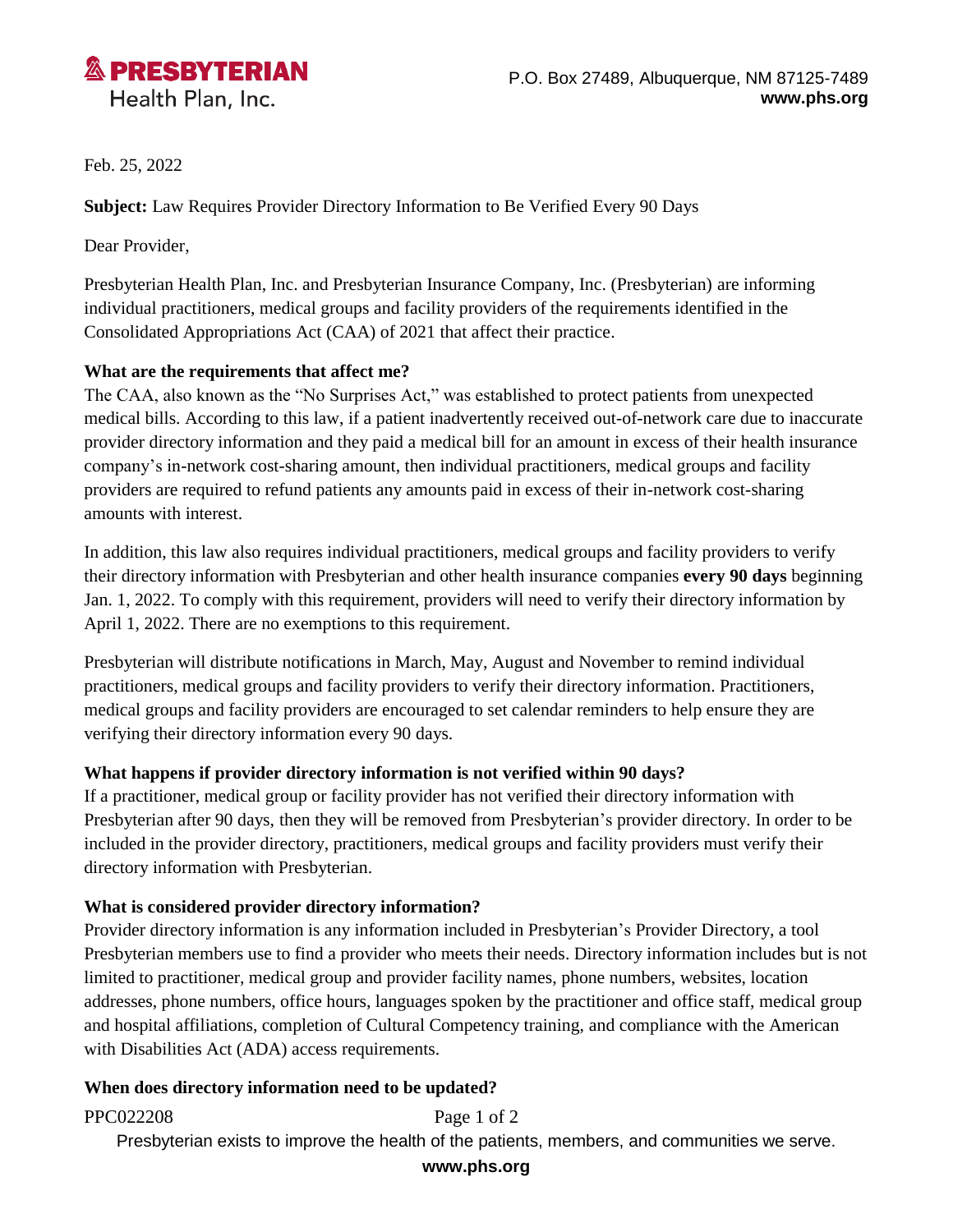**Presbyterian Health Plan, Inc.**

P.O. Box 27489, Albuquerque, NM 87125-7489
**www.phs.org**

Feb. 25, 2022

**Subject:** Law Requires Provider Directory Information to Be Verified Every 90 Days

Dear Provider,

Presbyterian Health Plan, Inc. and Presbyterian Insurance Company, Inc. (Presbyterian) are informing individual practitioners, medical groups and facility providers of the requirements identified in the Consolidated Appropriations Act (CAA) of 2021 that affect their practice.

**What are the requirements that affect me?**

The CAA, also known as the "No Surprises Act," was established to protect patients from unexpected medical bills. According to this law, if a patient inadvertently received out-of-network care due to inaccurate provider directory information and they paid a medical bill for an amount in excess of their health insurance company's in-network cost-sharing amount, then individual practitioners, medical groups and facility providers are required to refund patients any amounts paid in excess of their in-network cost-sharing amounts with interest.

In addition, this law also requires individual practitioners, medical groups and facility providers to verify their directory information with Presbyterian and other health insurance companies **every 90 days** beginning Jan. 1, 2022. To comply with this requirement, providers will need to verify their directory information by April 1, 2022. There are no exemptions to this requirement.

Presbyterian will distribute notifications in March, May, August and November to remind individual practitioners, medical groups and facility providers to verify their directory information. Practitioners, medical groups and facility providers are encouraged to set calendar reminders to help ensure they are verifying their directory information every 90 days.

**What happens if provider directory information is not verified within 90 days?**

If a practitioner, medical group or facility provider has not verified their directory information with Presbyterian after 90 days, then they will be removed from Presbyterian's provider directory. In order to be included in the provider directory, practitioners, medical groups and facility providers must verify their directory information with Presbyterian.

**What is considered provider directory information?**

Provider directory information is any information included in Presbyterian's Provider Directory, a tool Presbyterian members use to find a provider who meets their needs. Directory information includes but is not limited to practitioner, medical group and provider facility names, phone numbers, websites, location addresses, phone numbers, office hours, languages spoken by the practitioner and office staff, medical group and hospital affiliations, completion of Cultural Competency training, and compliance with the American with Disabilities Act (ADA) access requirements.

**When does directory information need to be updated?**

PPC022208

Presbyterian exists to improve the health of the patients, members, and communities we serve.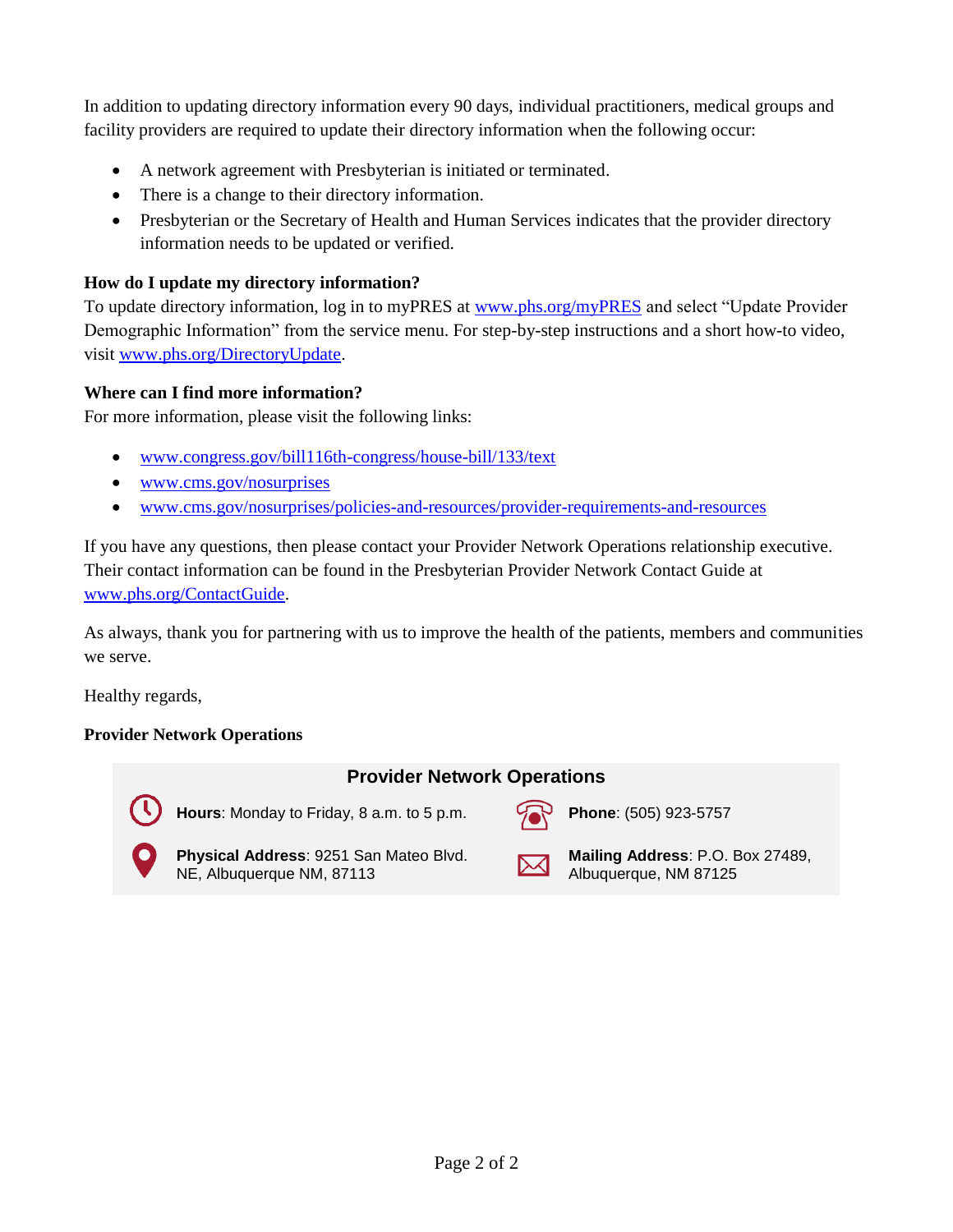In addition to updating directory information every 90 days, individual practitioners, medical groups and facility providers are required to update their directory information when the following occur:

- A network agreement with Presbyterian is initiated or terminated.
- There is a change to their directory information.
- Presbyterian or the Secretary of Health and Human Services indicates that the provider directory information needs to be updated or verified.

**How do I update my directory information?**

To update directory information, log in to myPRES at www.phs.org/myPRES and select "Update Provider Demographic Information" from the service menu. For step-by-step instructions and a short how-to video, visit www.phs.org/DirectoryUpdate.

**Where can I find more information?**

For more information, please visit the following links:

- www.congress.gov/bill116th-congress/house-bill/133/text
- www.cms.gov/nosurprises
- www.cms.gov/nosurprises/policies-and-resources/provider-requirements-and-resources

If you have any questions, then please contact your Provider Network Operations relationship executive. Their contact information can be found in the Presbyterian Provider Network Contact Guide at www.phs.org/ContactGuide.

As always, thank you for partnering with us to improve the health of the patients, members and communities we serve.

Healthy regards,

**Provider Network Operations**

**Provider Network Operations**

**Hours**: Monday to Friday, 8 a.m. to 5 p.m.

**Phone**: (505) 923-5757

**Physical Address**: 9251 San Mateo Blvd. NE, Albuquerque NM, 87113

**Mailing Address**: P.O. Box 27489, Albuquerque, NM 87125